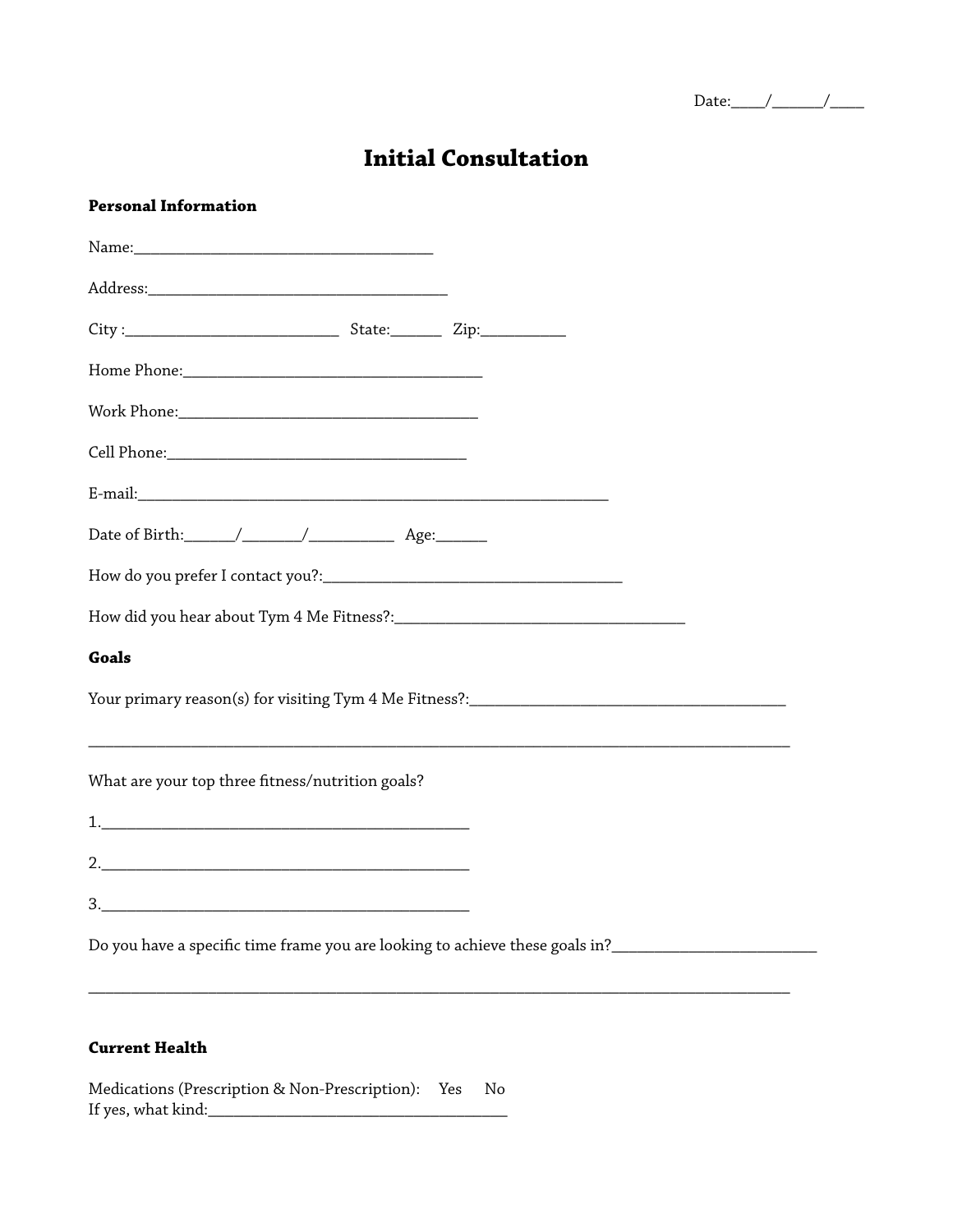Date:____/______/____

# Initial Consultation

**Personal Information**

Name:_____________________________________

Address:_____________________________________

City :__________________________ State:______ Zip:__________

Home Phone:_____________________________________

Work Phone:_____________________________________

Cell Phone:_____________________________________

E-mail:___________________________________________________________

Date of Birth:______/_______/__________ Age:______

How do you prefer I contact you?:_____________________________________

How did you hear about Tym 4 Me Fitness?:____________________________________

**Goals**

Your primary reason(s) for visiting Tym 4 Me Fitness?:_______________________________________

_____________________________________________________________________________________

What are your top three fitness/nutrition goals?

1.____________________________________________

2.____________________________________________

3.____________________________________________

Do you have a specific time frame you are looking to achieve these goals in?_________________________

_____________________________________________________________________________________

**Current Health**

Medications (Prescription & Non-Prescription): Yes No
If yes, what kind:_____________________________________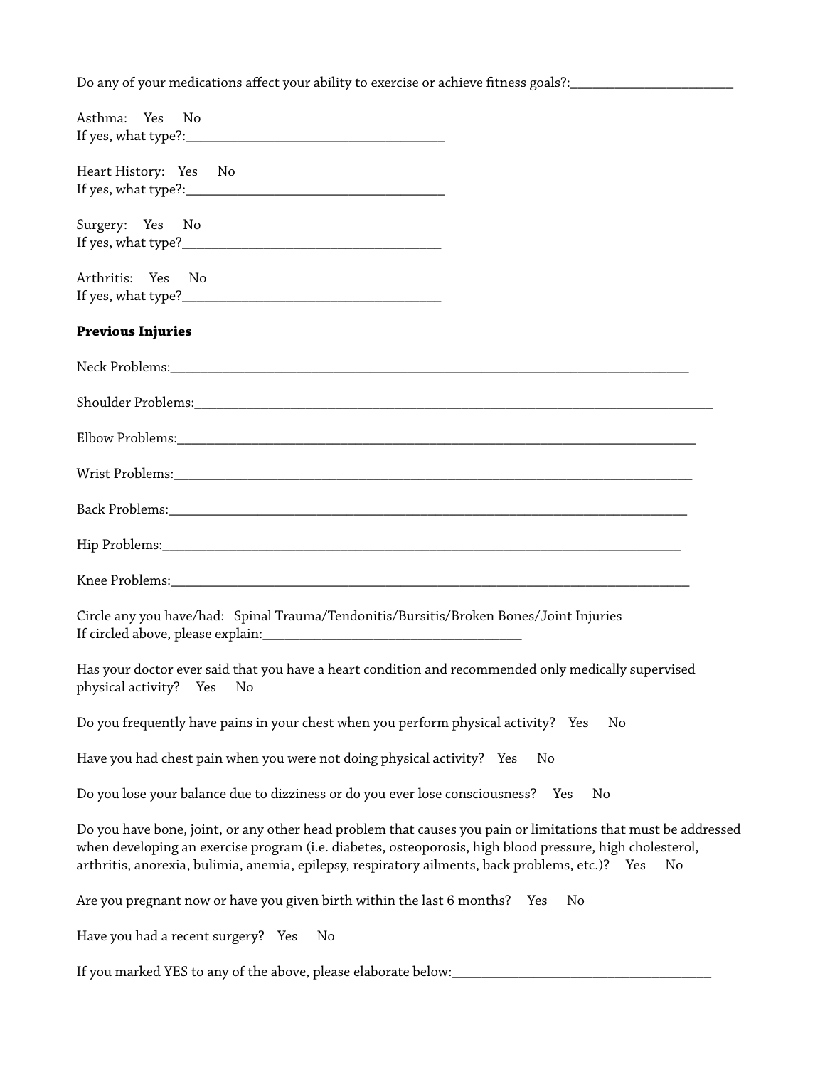Do any of your medications affect your ability to exercise or achieve fitness goals?:________________________

Asthma: Yes No
If yes, what type?:_____________________________________

Heart History: Yes No
If yes, what type?:_____________________________________

Surgery: Yes No
If yes, what type?_____________________________________

Arthritis: Yes No
If yes, what type?_____________________________________

**Previous Injuries**

Neck Problems:_______________________________________________________________________________

Shoulder Problems:_______________________________________________________________________________

Elbow Problems:_______________________________________________________________________________

Wrist Problems:_______________________________________________________________________________

Back Problems:_______________________________________________________________________________

Hip Problems:_______________________________________________________________________________

Knee Problems:_______________________________________________________________________________

Circle any you have/had: Spinal Trauma/Tendonitis/Bursitis/Broken Bones/Joint Injuries
If circled above, please explain:_____________________________________

Has your doctor ever said that you have a heart condition and recommended only medically supervised physical activity? Yes No

Do you frequently have pains in your chest when you perform physical activity? Yes No

Have you had chest pain when you were not doing physical activity? Yes No

Do you lose your balance due to dizziness or do you ever lose consciousness? Yes No

Do you have bone, joint, or any other head problem that causes you pain or limitations that must be addressed when developing an exercise program (i.e. diabetes, osteoporosis, high blood pressure, high cholesterol, arthritis, anorexia, bulimia, anemia, epilepsy, respiratory ailments, back problems, etc.)? Yes No

Are you pregnant now or have you given birth within the last 6 months? Yes No

Have you had a recent surgery? Yes No

If you marked YES to any of the above, please elaborate below:_____________________________________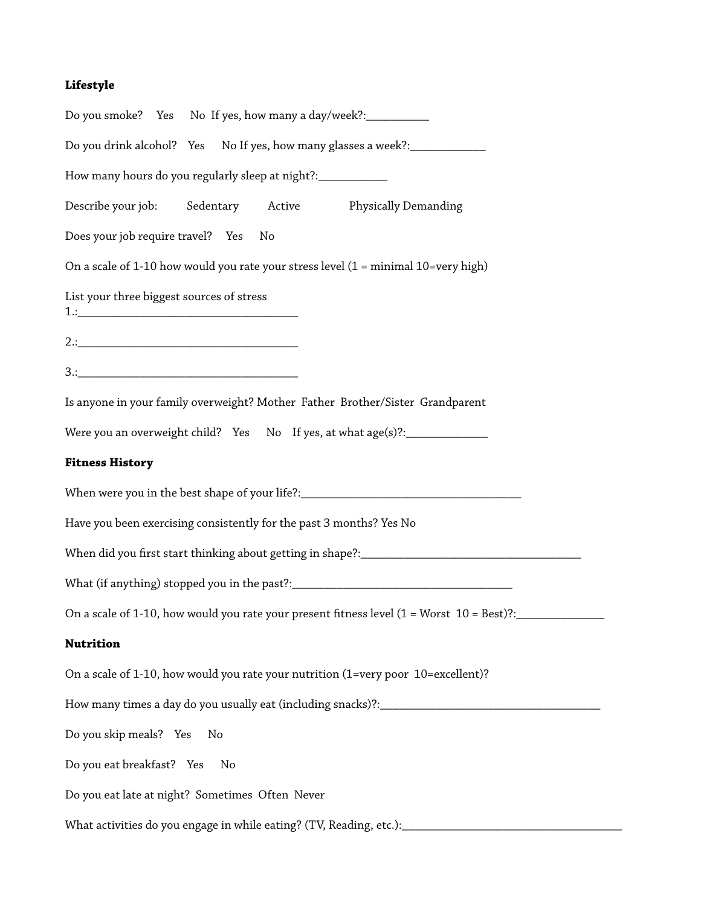**Lifestyle**

Do you smoke? Yes No If yes, how many a day/week?:___________

Do you drink alcohol? Yes No If yes, how many glasses a week?:_____________

How many hours do you regularly sleep at night?:____________

Describe your job: Sedentary Active Physically Demanding

Does your job require travel? Yes No

On a scale of 1-10 how would you rate your stress level (1 = minimal 10=very high)

List your three biggest sources of stress
1.:______________________________________

2.:______________________________________

3.:______________________________________

Is anyone in your family overweight? Mother Father Brother/Sister Grandparent

Were you an overweight child? Yes No If yes, at what age(s)?:______________

**Fitness History**

When were you in the best shape of your life?:______________________________________

Have you been exercising consistently for the past 3 months? Yes No

When did you first start thinking about getting in shape?:______________________________________

What (if anything) stopped you in the past?:______________________________________

On a scale of 1-10, how would you rate your present fitness level (1 = Worst 10 = Best)?:_______________

**Nutrition**

On a scale of 1-10, how would you rate your nutrition (1=very poor 10=excellent)?

How many times a day do you usually eat (including snacks)?:______________________________________

Do you skip meals? Yes No

Do you eat breakfast? Yes No

Do you eat late at night? Sometimes Often Never

What activities do you engage in while eating? (TV, Reading, etc.):______________________________________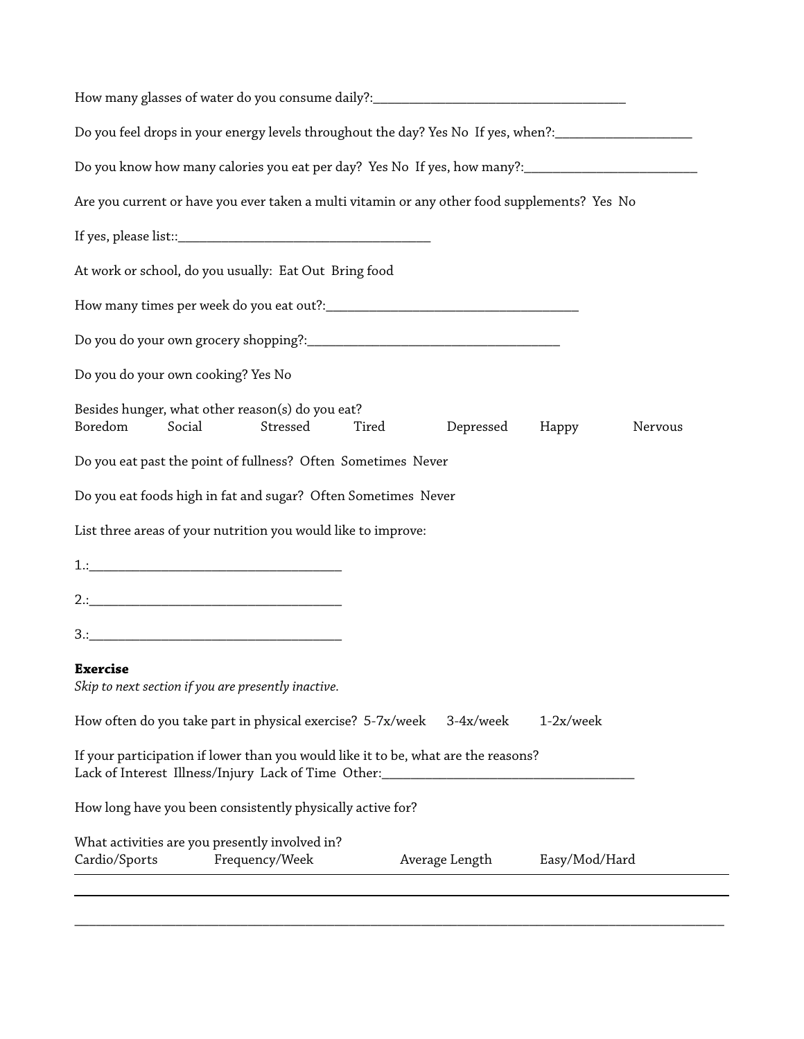How many glasses of water do you consume daily?:_______________________________________

Do you feel drops in your energy levels throughout the day? Yes No  If yes, when?:_____________________

Do you know how many calories you eat per day?  Yes No  If yes, how many?:___________________________

Are you current or have you ever taken a multi vitamin or any other food supplements?  Yes  No

If yes, please list::_________________________________________

At work or school, do you usually:  Eat Out  Bring food

How many times per week do you eat out?:_________________________________________

Do you do your own grocery shopping?:_________________________________________

Do you do your own cooking? Yes No

Besides hunger, what other reason(s) do you eat?
Boredom    Social    Stressed    Tired    Depressed    Happy    Nervous

Do you eat past the point of fullness?  Often  Sometimes  Never

Do you eat foods high in fat and sugar?  Often Sometimes  Never

List three areas of your nutrition you would like to improve:

1.:_________________________________________

2.:_________________________________________

3.:_________________________________________

**Exercise**
*Skip to next section if you are presently inactive.*

How often do you take part in physical exercise?  5-7x/week    3-4x/week    1-2x/week

If your participation if lower than you would like it to be, what are the reasons?
Lack of Interest  Illness/Injury  Lack of Time  Other:_________________________________________

How long have you been consistently physically active for?

What activities are you presently involved in?

| Cardio/Sports | Frequency/Week | Average Length | Easy/Mod/Hard |
| --- | --- | --- | --- |
| | | | |
| | | | |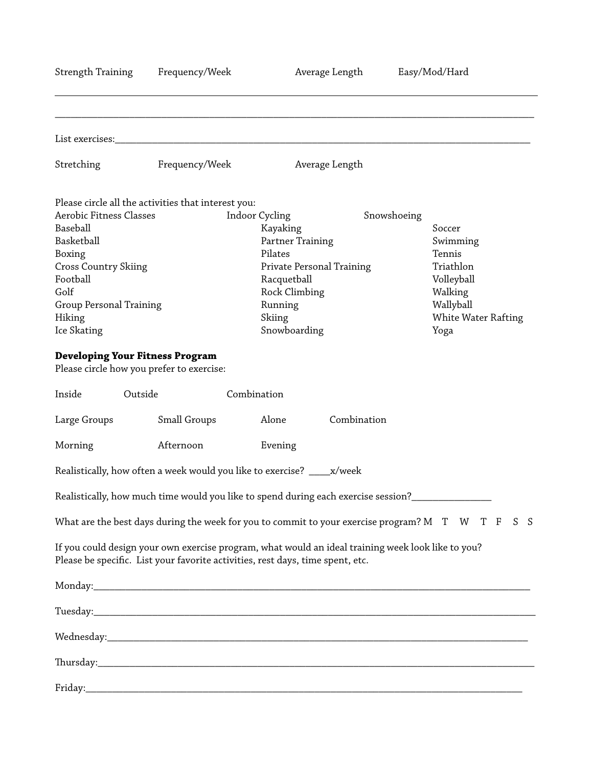Strength Training    Frequency/Week    Average Length    Easy/Mod/Hard

______________________________________________________________________________

______________________________________________________________________________

List exercises:________________________________________________________________

Stretching    Frequency/Week    Average Length

Please circle all the activities that interest you:

| | | |
|---|---|---|
| Aerobic Fitness Classes | Indoor Cycling | Snowshoeing |
| Baseball | Kayaking | Soccer |
| Basketball | Partner Training | Swimming |
| Boxing | Pilates | Tennis |
| Cross Country Skiing | Private Personal Training | Triathlon |
| Football | Racquetball | Volleyball |
| Golf | Rock Climbing | Walking |
| Group Personal Training | Running | Wallyball |
| Hiking | Skiing | White Water Rafting |
| Ice Skating | Snowboarding | Yoga |

**Developing Your Fitness Program**

Please circle how you prefer to exercise:

Inside    Outside    Combination

Large Groups    Small Groups    Alone    Combination

Morning    Afternoon    Evening

Realistically, how often a week would you like to exercise? ____x/week

Realistically, how much time would you like to spend during each exercise session?_______________

What are the best days during the week for you to commit to your exercise program? M T W T F S S

If you could design your own exercise program, what would an ideal training week look like to you? Please be specific. List your favorite activities, rest days, time spent, etc.

Monday:______________________________________________________________________

Tuesday:_____________________________________________________________________

Wednesday:___________________________________________________________________

Thursday:____________________________________________________________________

Friday:______________________________________________________________________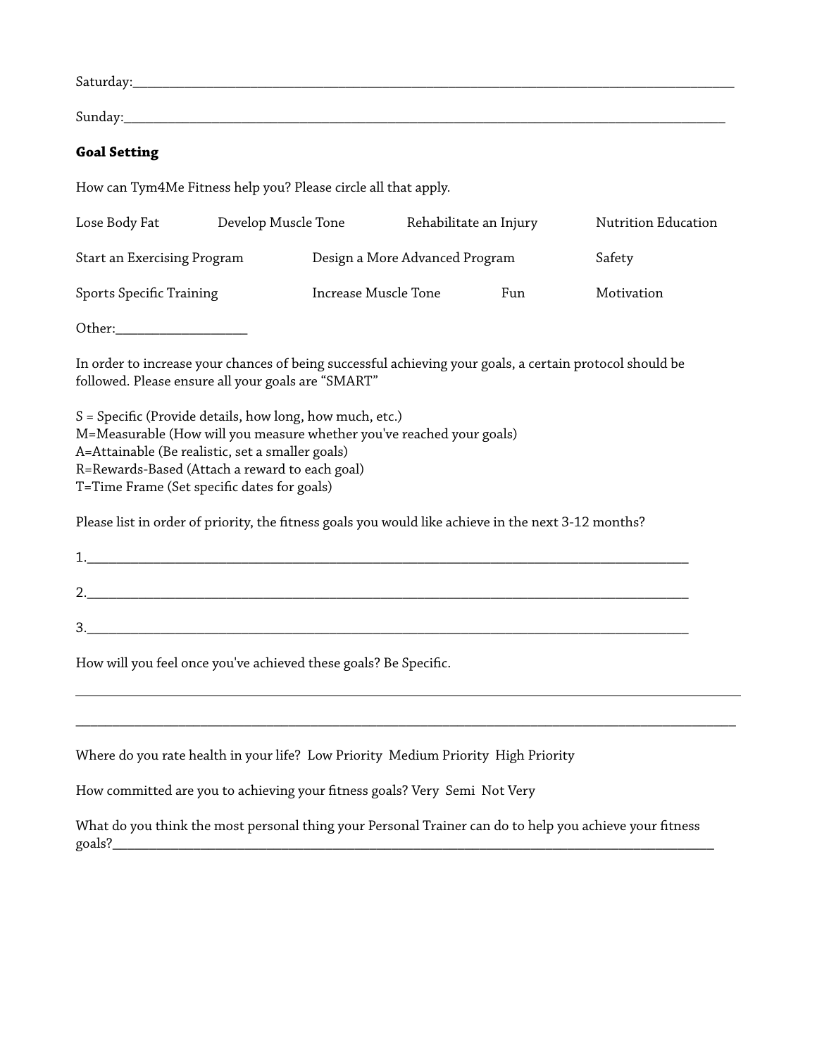Saturday:___________________________________________________________________________________________

Sunday:_____________________________________________________________________________________________

**Goal Setting**

How can Tym4Me Fitness help you? Please circle all that apply.

Lose Body Fat    Develop Muscle Tone    Rehabilitate an Injury    Nutrition Education

Start an Exercising Program    Design a More Advanced Program    Safety

Sports Specific Training    Increase Muscle Tone    Fun    Motivation

Other:___________________

In order to increase your chances of being successful achieving your goals, a certain protocol should be followed. Please ensure all your goals are "SMART"

S = Specific (Provide details, how long, how much, etc.)
M=Measurable (How will you measure whether you've reached your goals)
A=Attainable (Be realistic, set a smaller goals)
R=Rewards-Based (Attach a reward to each goal)
T=Time Frame (Set specific dates for goals)

Please list in order of priority, the fitness goals you would like achieve in the next 3-12 months?

1.___________________________________________________________________________________________

2.___________________________________________________________________________________________

3.___________________________________________________________________________________________

How will you feel once you've achieved these goals? Be Specific.

_____________________________________________________________________________________________

_____________________________________________________________________________________________

Where do you rate health in your life?  Low Priority  Medium Priority  High Priority

How committed are you to achieving your fitness goals? Very  Semi  Not Very

What do you think the most personal thing your Personal Trainer can do to help you achieve your fitness goals?_____________________________________________________________________________________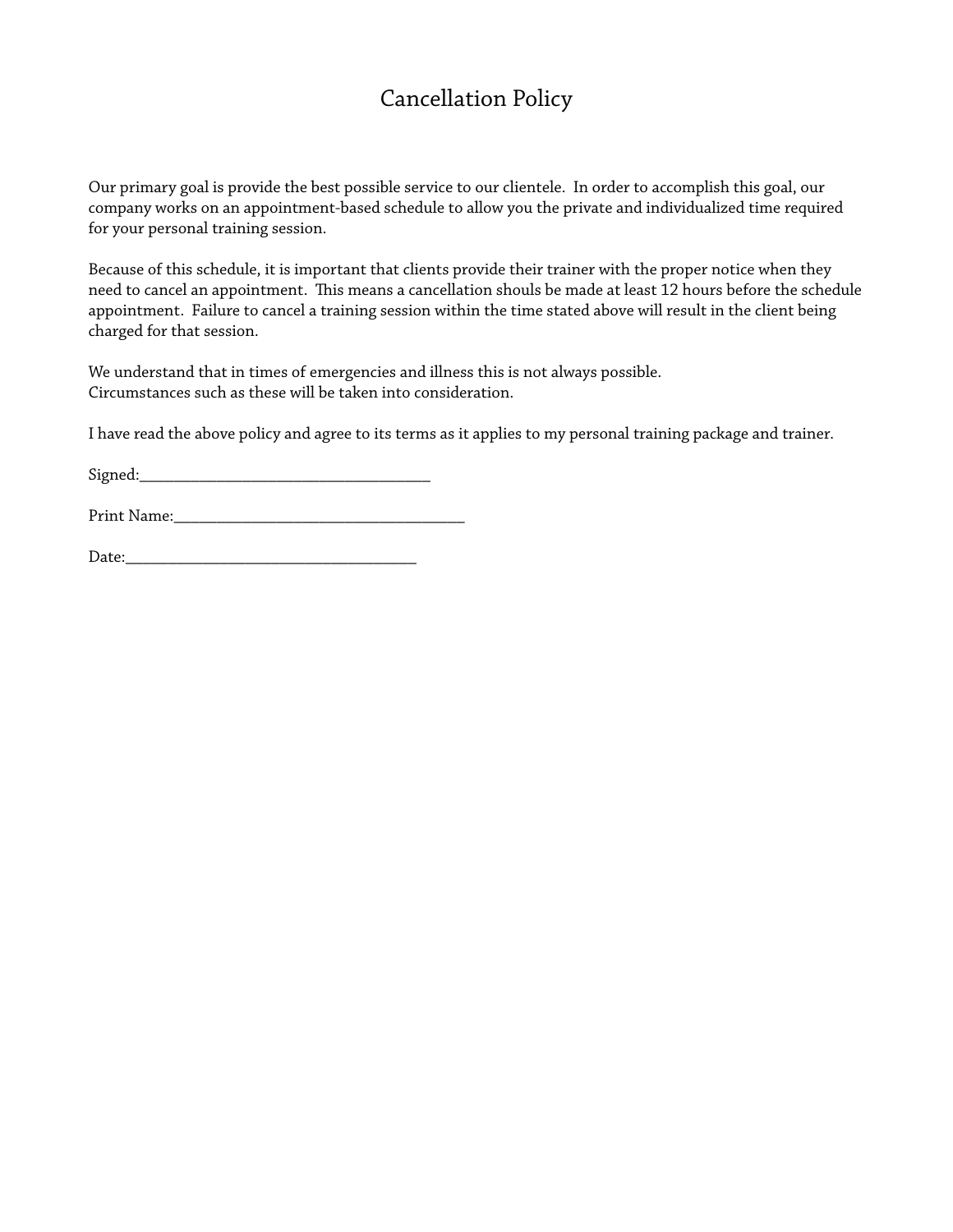# Cancellation Policy

Our primary goal is provide the best possible service to our clientele. In order to accomplish this goal, our company works on an appointment-based schedule to allow you the private and individualized time required for your personal training session.

Because of this schedule, it is important that clients provide their trainer with the proper notice when they need to cancel an appointment. This means a cancellation shouls be made at least 12 hours before the schedule appointment. Failure to cancel a training session within the time stated above will result in the client being charged for that session.

We understand that in times of emergencies and illness this is not always possible.
Circumstances such as these will be taken into consideration.

I have read the above policy and agree to its terms as it applies to my personal training package and trainer.

Signed:___________________________________

Print Name:___________________________________

Date:___________________________________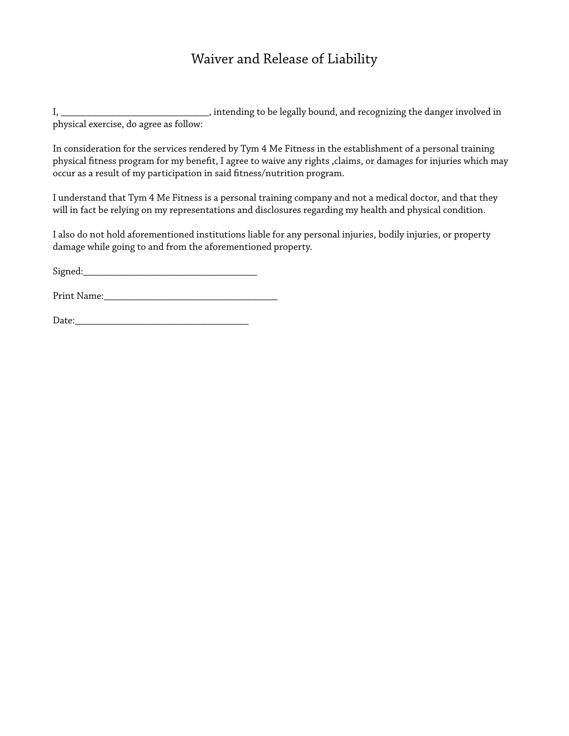# Waiver and Release of Liability

I, ______________________________, intending to be legally bound, and recognizing the danger involved in physical exercise, do agree as follow:

In consideration for the services rendered by Tym 4 Me Fitness in the establishment of a personal training physical fitness program for my benefit, I agree to waive any rights ,claims, or damages for injuries which may occur as a result of my participation in said fitness/nutrition program.

I understand that Tym 4 Me Fitness is a personal training company and not a medical doctor, and that they will in fact be relying on my representations and disclosures regarding my health and physical condition.

I also do not hold aforementioned institutions liable for any personal injuries, bodily injuries, or property damage while going to and from the aforementioned property.

Signed:___________________________________

Print Name:___________________________________

Date:___________________________________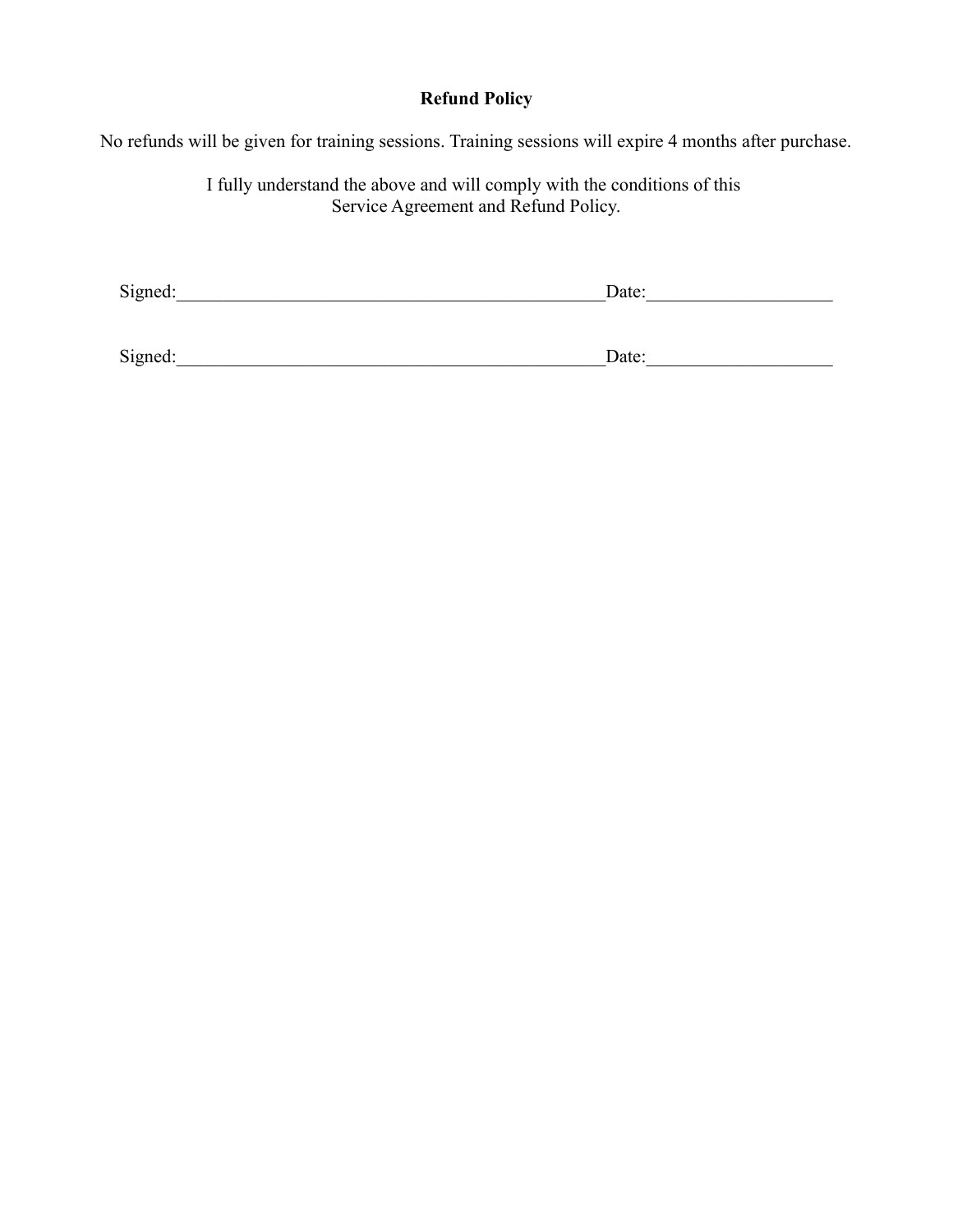## Refund Policy

No refunds will be given for training sessions. Training sessions will expire 4 months after purchase.

I fully understand the above and will comply with the conditions of this Service Agreement and Refund Policy.

Signed:_______________________________________________Date:____________________

Signed:_______________________________________________Date:____________________